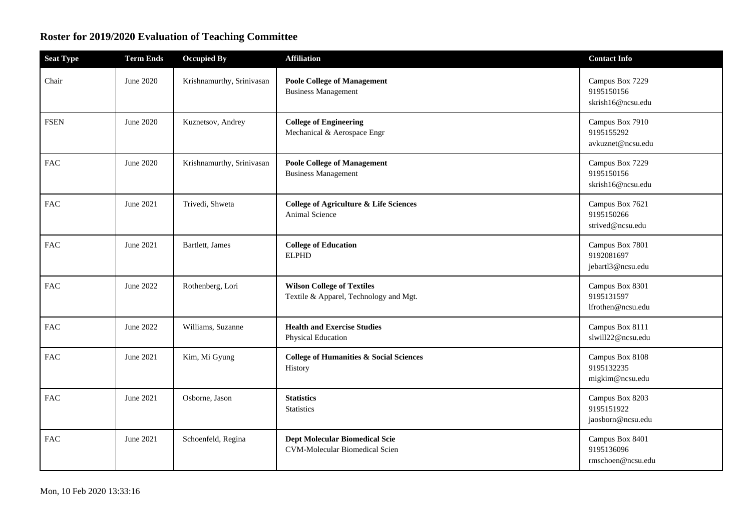# Roster for 2019/2020 Evaluation of Teaching Committee

| Seat Type | Term Ends | Occupied By | Affiliation | Contact Info |
|---|---|---|---|---|
| Chair | June 2020 | Krishnamurthy, Srinivasan | **Poole College of Management**<br>Business Management | Campus Box 7229<br>9195150156<br>skrish16@ncsu.edu |
| FSEN | June 2020 | Kuznetsov, Andrey | **College of Engineering**<br>Mechanical & Aerospace Engr | Campus Box 7910<br>9195155292<br>avkuznet@ncsu.edu |
| FAC | June 2020 | Krishnamurthy, Srinivasan | **Poole College of Management**<br>Business Management | Campus Box 7229<br>9195150156<br>skrish16@ncsu.edu |
| FAC | June 2021 | Trivedi, Shweta | **College of Agriculture & Life Sciences**<br>Animal Science | Campus Box 7621<br>9195150266<br>strived@ncsu.edu |
| FAC | June 2021 | Bartlett, James | **College of Education**<br>ELPHD | Campus Box 7801<br>9192081697<br>jebartl3@ncsu.edu |
| FAC | June 2022 | Rothenberg, Lori | **Wilson College of Textiles**<br>Textile & Apparel, Technology and Mgt. | Campus Box 8301<br>9195131597<br>lfrothen@ncsu.edu |
| FAC | June 2022 | Williams, Suzanne | **Health and Exercise Studies**<br>Physical Education | Campus Box 8111<br>slwill22@ncsu.edu |
| FAC | June 2021 | Kim, Mi Gyung | **College of Humanities & Social Sciences**<br>History | Campus Box 8108<br>9195132235<br>migkim@ncsu.edu |
| FAC | June 2021 | Osborne, Jason | **Statistics**<br>Statistics | Campus Box 8203<br>9195151922<br>jaosborn@ncsu.edu |
| FAC | June 2021 | Schoenfeld, Regina | **Dept Molecular Biomedical Scie**<br>CVM-Molecular Biomedical Scien | Campus Box 8401<br>9195136096<br>rmschoen@ncsu.edu |

Mon, 10 Feb 2020 13:33:16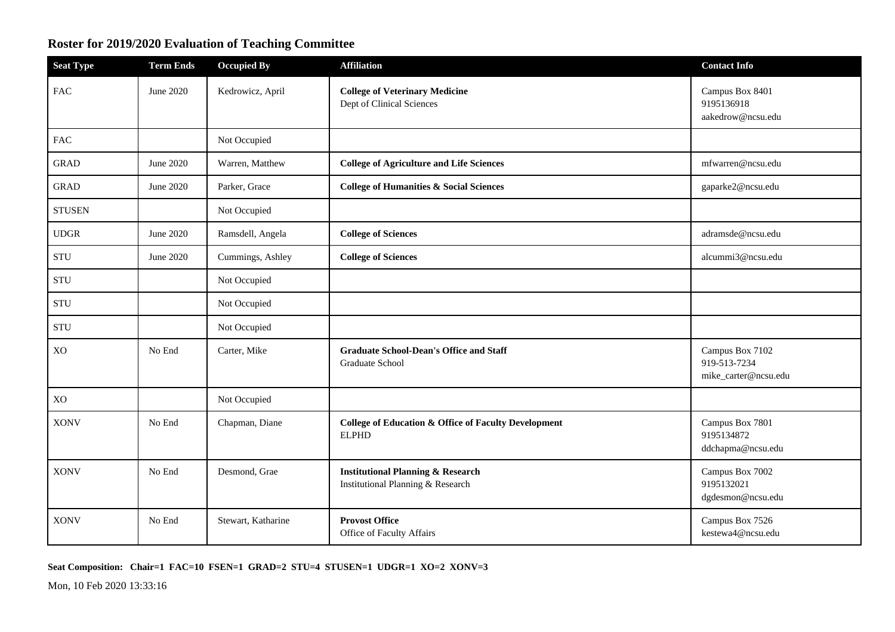## Roster for 2019/2020 Evaluation of Teaching Committee

| Seat Type | Term Ends | Occupied By | Affiliation | Contact Info |
|---|---|---|---|---|
| FAC | June 2020 | Kedrowicz, April | **College of Veterinary Medicine**<br>Dept of Clinical Sciences | Campus Box 8401<br>9195136918<br>aakedrow@ncsu.edu |
| FAC | | Not Occupied | | |
| GRAD | June 2020 | Warren, Matthew | **College of Agriculture and Life Sciences** | mfwarren@ncsu.edu |
| GRAD | June 2020 | Parker, Grace | **College of Humanities & Social Sciences** | gaparke2@ncsu.edu |
| STUSEN | | Not Occupied | | |
| UDGR | June 2020 | Ramsdell, Angela | **College of Sciences** | adramsde@ncsu.edu |
| STU | June 2020 | Cummings, Ashley | **College of Sciences** | alcummi3@ncsu.edu |
| STU | | Not Occupied | | |
| STU | | Not Occupied | | |
| STU | | Not Occupied | | |
| XO | No End | Carter, Mike | **Graduate School-Dean's Office and Staff**<br>Graduate School | Campus Box 7102<br>919-513-7234<br>mike_carter@ncsu.edu |
| XO | | Not Occupied | | |
| XONV | No End | Chapman, Diane | **College of Education & Office of Faculty Development**<br>ELPHD | Campus Box 7801<br>9195134872<br>ddchapma@ncsu.edu |
| XONV | No End | Desmond, Grae | **Institutional Planning & Research**<br>Institutional Planning & Research | Campus Box 7002<br>9195132021<br>dgdesmon@ncsu.edu |
| XONV | No End | Stewart, Katharine | **Provost Office**<br>Office of Faculty Affairs | Campus Box 7526<br>kestewa4@ncsu.edu |

**Seat Composition: Chair=1 FAC=10 FSEN=1 GRAD=2 STU=4 STUSEN=1 UDGR=1 XO=2 XONV=3**

Mon, 10 Feb 2020 13:33:16